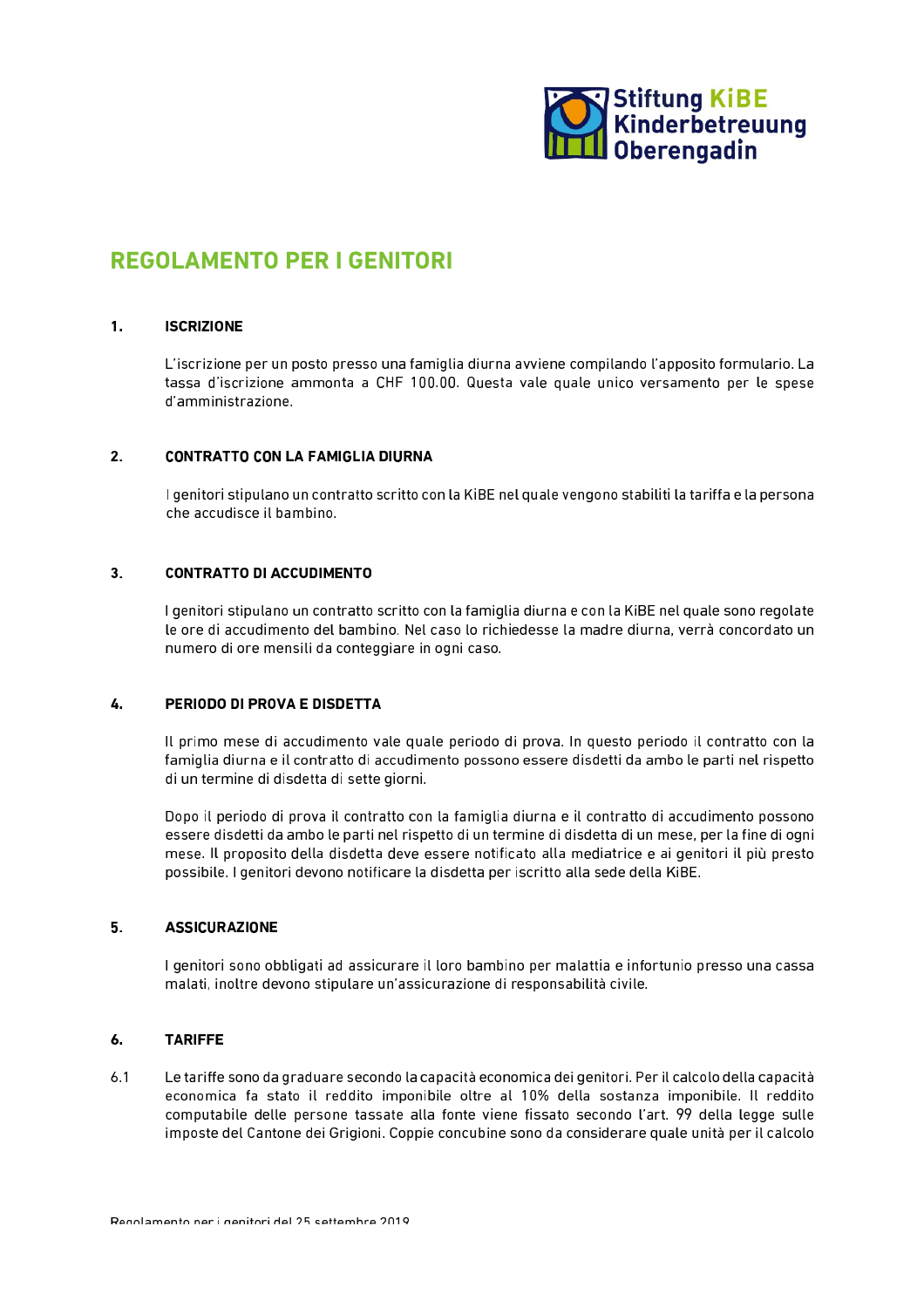# REGOLAMENTO PER I GENITORI

## 1. ISCRIZIONE

L'iscrizione per un posto presso una famiglia diurna avviene compilando l'apposito formulario. La tassa d'iscrizione ammonta a CHF 100.00. Questa vale quale unico versamento per le spese d'amministrazione.

## 2. CONTRATTO CON LA FAMIGLIA DIURNA

I genitori stipulano un contratto scritto con la KiBE nel quale vengono stabiliti la tariffa e la persona che accudisce il bambino.

## 3. CONTRATTO DI ACCUDIMENTO

I genitori stipulano un contratto scritto con la famiglia diurna e con la KiBE nel quale sono regolate le ore di accudimento del bambino. Nel caso lo richiedesse la madre diurna, verrà concordato un numero di ore mensili da conteggiare in ogni caso.

## 4. PERIODO DI PROVA E DISDETTA

Il primo mese di accudimento vale quale periodo di prova. In questo periodo il contratto con la famiglia diurna e il contratto di accudimento possono essere disdetti da ambo le parti nel rispetto di un termine di disdetta di sette giorni.

Dopo il periodo di prova il contratto con la famiglia diurna e il contratto di accudimento possono essere disdetti da ambo le parti nel rispetto di un termine di disdetta di un mese, per la fine di ogni mese. Il proposito della disdetta deve essere notificato alla mediatrice e ai genitori il più presto possibile. I genitori devono notificare la disdetta per iscritto alla sede della KiBE.

## 5. ASSICURAZIONE

I genitori sono obbligati ad assicurare il loro bambino per malattia e infortunio presso una cassa malati, inoltre devono stipulare un'assicurazione di responsabilità civile.

## 6. TARIFFE

6.1 Le tariffe sono da graduare secondo la capacità economica dei genitori. Per il calcolo della capacità economica fa stato il reddito imponibile oltre al 10% della sostanza imponibile. Il reddito computabile delle persone tassate alla fonte viene fissato secondo l'art. 99 della legge sulle imposte del Cantone dei Grigioni. Coppie concubine sono da considerare quale unità per il calcolo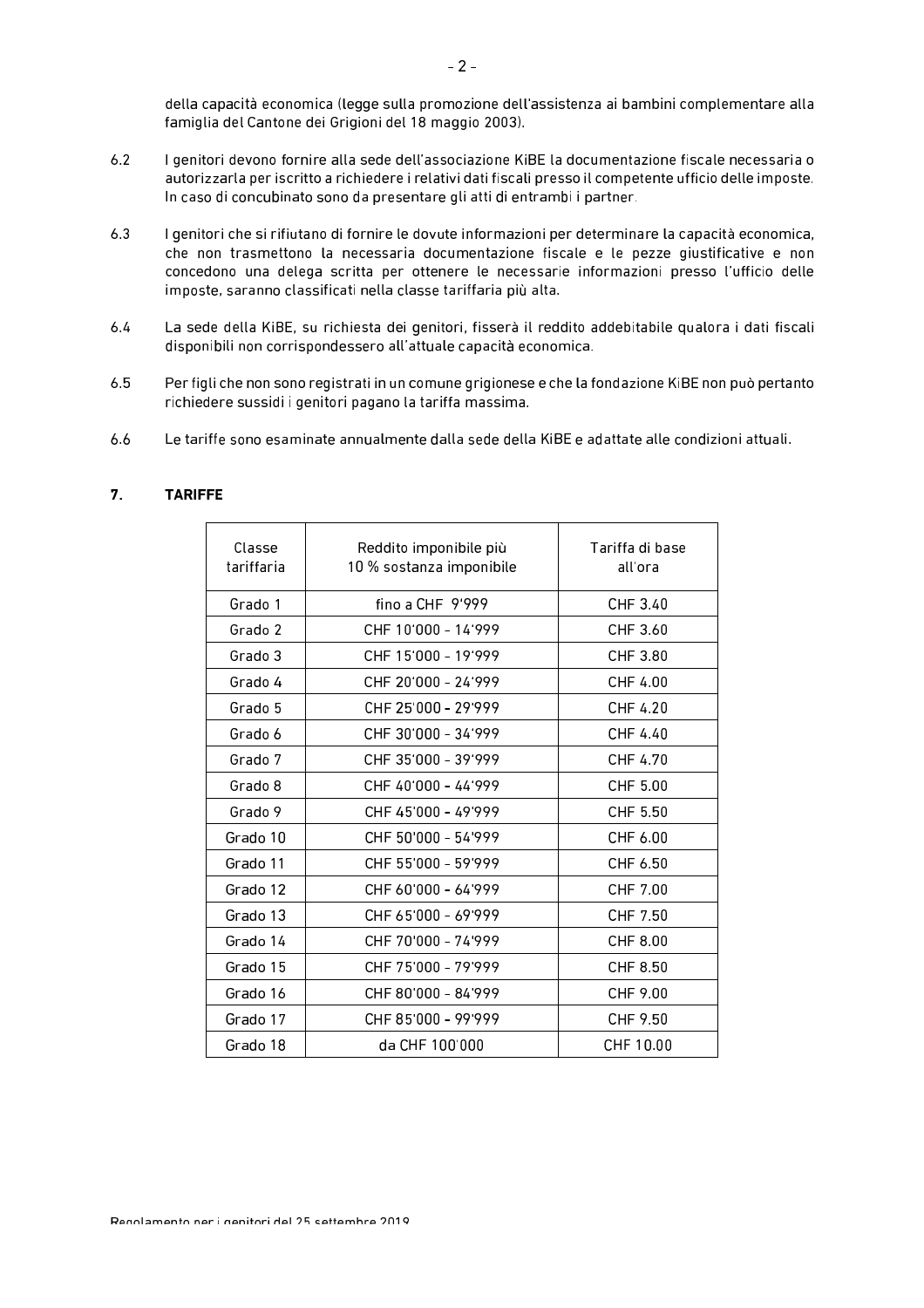della capacità economica (legge sulla promozione dell'assistenza ai bambini complementare alla famiglia del Cantone dei Grigioni del 18 maggio 2003).

6.2 I genitori devono fornire alla sede dell'associazione KiBE la documentazione fiscale necessaria o autorizzarla per iscritto a richiedere i relativi dati fiscali presso il competente ufficio delle imposte. In caso di concubinato sono da presentare gli atti di entrambi i partner.

6.3 I genitori che si rifiutano di fornire le dovute informazioni per determinare la capacità economica, che non trasmettono la necessaria documentazione fiscale e le pezze giustificative e non concedono una delega scritta per ottenere le necessarie informazioni presso l'ufficio delle imposte, saranno classificati nella classe tariffaria più alta.

6.4 La sede della KiBE, su richiesta dei genitori, fisserà il reddito addebitabile qualora i dati fiscali disponibili non corrispondessero all'attuale capacità economica.

6.5 Per figli che non sono registrati in un comune grigionese e che la fondazione KiBE non può pertanto richiedere sussidi i genitori pagano la tariffa massima.

6.6 Le tariffe sono esaminate annualmente dalla sede della KiBE e adattate alle condizioni attuali.

## 7. TARIFFE

| Classe tariffaria | Reddito imponibile più 10 % sostanza imponibile | Tariffa di base all'ora |
|---|---|---|
| Grado 1 | fino a CHF 9'999 | CHF 3.40 |
| Grado 2 | CHF 10'000 - 14'999 | CHF 3.60 |
| Grado 3 | CHF 15'000 - 19'999 | CHF 3.80 |
| Grado 4 | CHF 20'000 - 24'999 | CHF 4.00 |
| Grado 5 | CHF 25'000 - 29'999 | CHF 4.20 |
| Grado 6 | CHF 30'000 - 34'999 | CHF 4.40 |
| Grado 7 | CHF 35'000 - 39'999 | CHF 4.70 |
| Grado 8 | CHF 40'000 - 44'999 | CHF 5.00 |
| Grado 9 | CHF 45'000 - 49'999 | CHF 5.50 |
| Grado 10 | CHF 50'000 - 54'999 | CHF 6.00 |
| Grado 11 | CHF 55'000 - 59'999 | CHF 6.50 |
| Grado 12 | CHF 60'000 - 64'999 | CHF 7.00 |
| Grado 13 | CHF 65'000 - 69'999 | CHF 7.50 |
| Grado 14 | CHF 70'000 - 74'999 | CHF 8.00 |
| Grado 15 | CHF 75'000 - 79'999 | CHF 8.50 |
| Grado 16 | CHF 80'000 - 84'999 | CHF 9.00 |
| Grado 17 | CHF 85'000 - 99'999 | CHF 9.50 |
| Grado 18 | da CHF 100'000 | CHF 10.00 |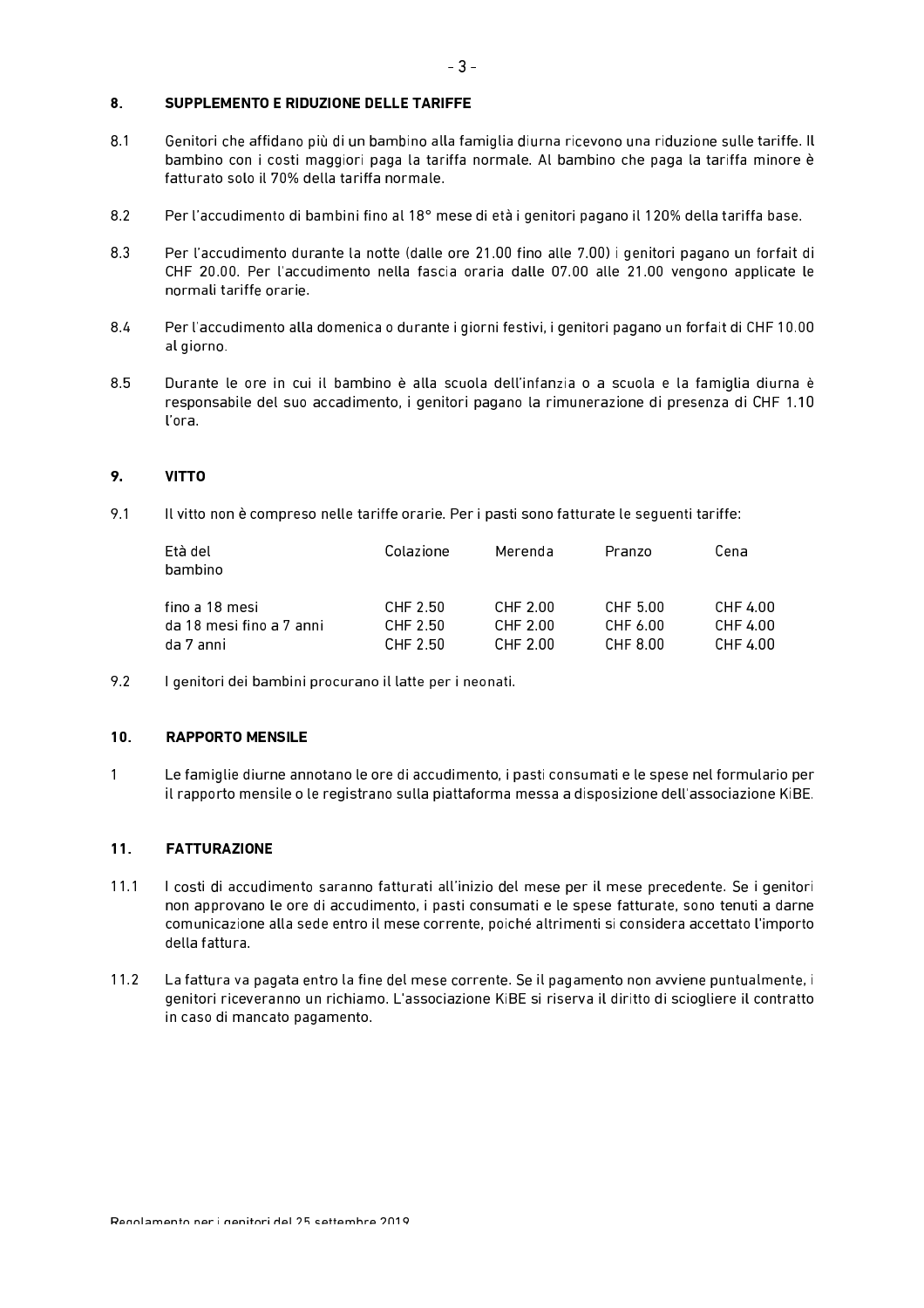## 8. SUPPLEMENTO E RIDUZIONE DELLE TARIFFE

8.1 Genitori che affidano più di un bambino alla famiglia diurna ricevono una riduzione sulle tariffe. Il bambino con i costi maggiori paga la tariffa normale. Al bambino che paga la tariffa minore è fatturato solo il 70% della tariffa normale.

8.2 Per l'accudimento di bambini fino al 18° mese di età i genitori pagano il 120% della tariffa base.

8.3 Per l'accudimento durante la notte (dalle ore 21.00 fino alle 7.00) i genitori pagano un forfait di CHF 20.00. Per l'accudimento nella fascia oraria dalle 07.00 alle 21.00 vengono applicate le normali tariffe orarie.

8.4 Per l'accudimento alla domenica o durante i giorni festivi, i genitori pagano un forfait di CHF 10.00 al giorno.

8.5 Durante le ore in cui il bambino è alla scuola dell'infanzia o a scuola e la famiglia diurna è responsabile del suo accadimento, i genitori pagano la rimunerazione di presenza di CHF 1.10 l'ora.

## 9. VITTO

9.1 Il vitto non è compreso nelle tariffe orarie. Per i pasti sono fatturate le seguenti tariffe:

| Età del bambino | Colazione | Merenda | Pranzo | Cena |
|---|---|---|---|---|
| fino a 18 mesi | CHF 2.50 | CHF 2.00 | CHF 5.00 | CHF 4.00 |
| da 18 mesi fino a 7 anni | CHF 2.50 | CHF 2.00 | CHF 6.00 | CHF 4.00 |
| da 7 anni | CHF 2.50 | CHF 2.00 | CHF 8.00 | CHF 4.00 |

9.2 I genitori dei bambini procurano il latte per i neonati.

## 10. RAPPORTO MENSILE

1 Le famiglie diurne annotano le ore di accudimento, i pasti consumati e le spese nel formulario per il rapporto mensile o le registrano sulla piattaforma messa a disposizione dell'associazione KiBE.

## 11. FATTURAZIONE

11.1 I costi di accudimento saranno fatturati all'inizio del mese per il mese precedente. Se i genitori non approvano le ore di accudimento, i pasti consumati e le spese fatturate, sono tenuti a darne comunicazione alla sede entro il mese corrente, poiché altrimenti si considera accettato l'importo della fattura.

11.2 La fattura va pagata entro la fine del mese corrente. Se il pagamento non avviene puntualmente, i genitori riceveranno un richiamo. L'associazione KiBE si riserva il diritto di sciogliere il contratto in caso di mancato pagamento.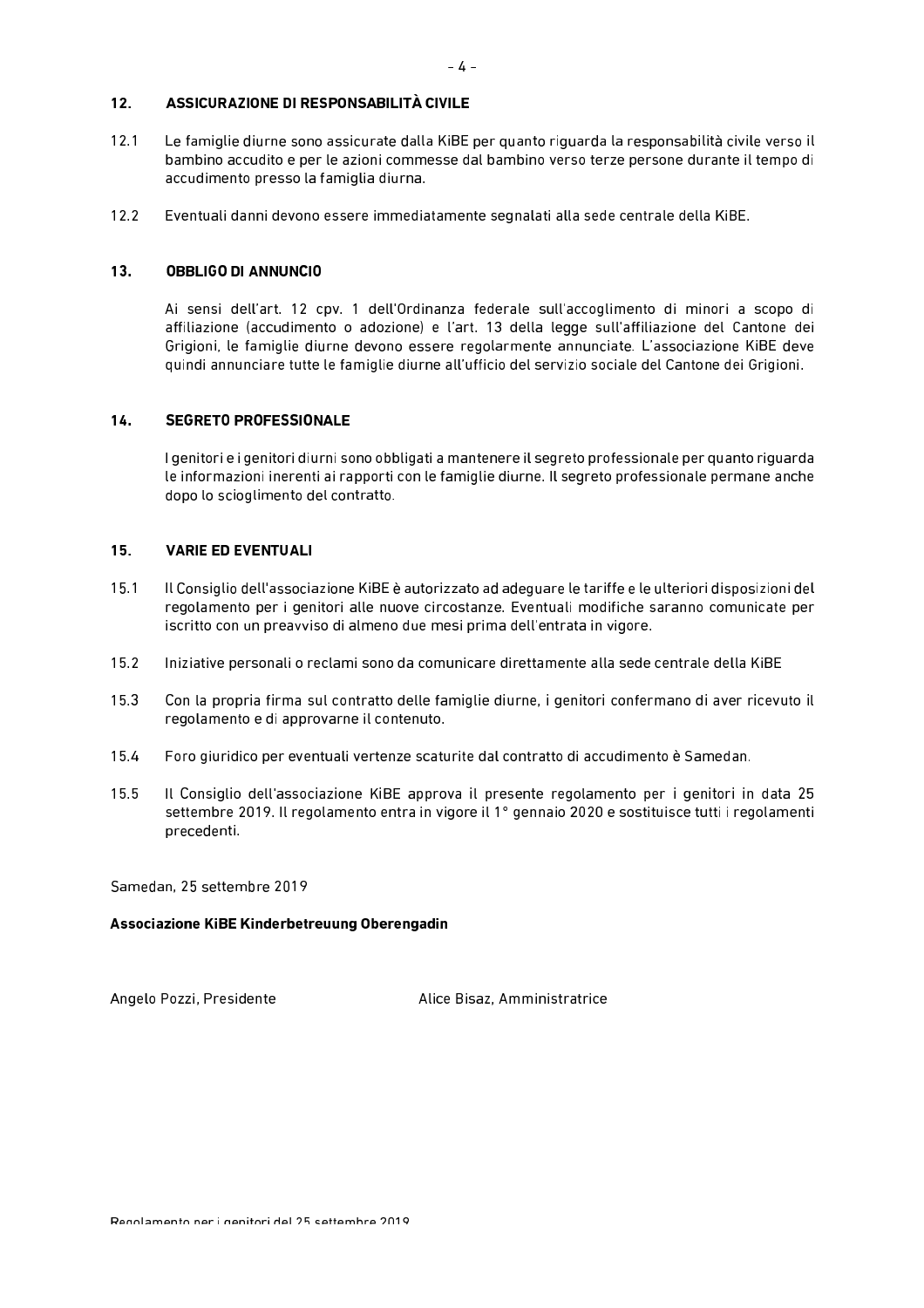## 12. ASSICURAZIONE DI RESPONSABILITÀ CIVILE

12.1 Le famiglie diurne sono assicurate dalla KiBE per quanto riguarda la responsabilità civile verso il bambino accudito e per le azioni commesse dal bambino verso terze persone durante il tempo di accudimento presso la famiglia diurna.

12.2 Eventuali danni devono essere immediatamente segnalati alla sede centrale della KiBE.

## 13. OBBLIGO DI ANNUNCIO

Ai sensi dell'art. 12 cpv. 1 dell'Ordinanza federale sull'accoglimento di minori a scopo di affiliazione (accudimento o adozione) e l'art. 13 della legge sull'affiliazione del Cantone dei Grigioni, le famiglie diurne devono essere regolarmente annunciate. L'associazione KiBE deve quindi annunciare tutte le famiglie diurne all'ufficio del servizio sociale del Cantone dei Grigioni.

## 14. SEGRETO PROFESSIONALE

I genitori e i genitori diurni sono obbligati a mantenere il segreto professionale per quanto riguarda le informazioni inerenti ai rapporti con le famiglie diurne. Il segreto professionale permane anche dopo lo scioglimento del contratto.

## 15. VARIE ED EVENTUALI

15.1 Il Consiglio dell'associazione KiBE è autorizzato ad adeguare le tariffe e le ulteriori disposizioni del regolamento per i genitori alle nuove circostanze. Eventuali modifiche saranno comunicate per iscritto con un preavviso di almeno due mesi prima dell'entrata in vigore.

15.2 Iniziative personali o reclami sono da comunicare direttamente alla sede centrale della KiBE

15.3 Con la propria firma sul contratto delle famiglie diurne, i genitori confermano di aver ricevuto il regolamento e di approvarne il contenuto.

15.4 Foro giuridico per eventuali vertenze scaturite dal contratto di accudimento è Samedan.

15.5 Il Consiglio dell'associazione KiBE approva il presente regolamento per i genitori in data 25 settembre 2019. Il regolamento entra in vigore il 1° gennaio 2020 e sostituisce tutti i regolamenti precedenti.

Samedan, 25 settembre 2019

**Associazione KiBE Kinderbetreuung Oberengadin**

Angelo Pozzi, Presidente

Alice Bisaz, Amministratrice